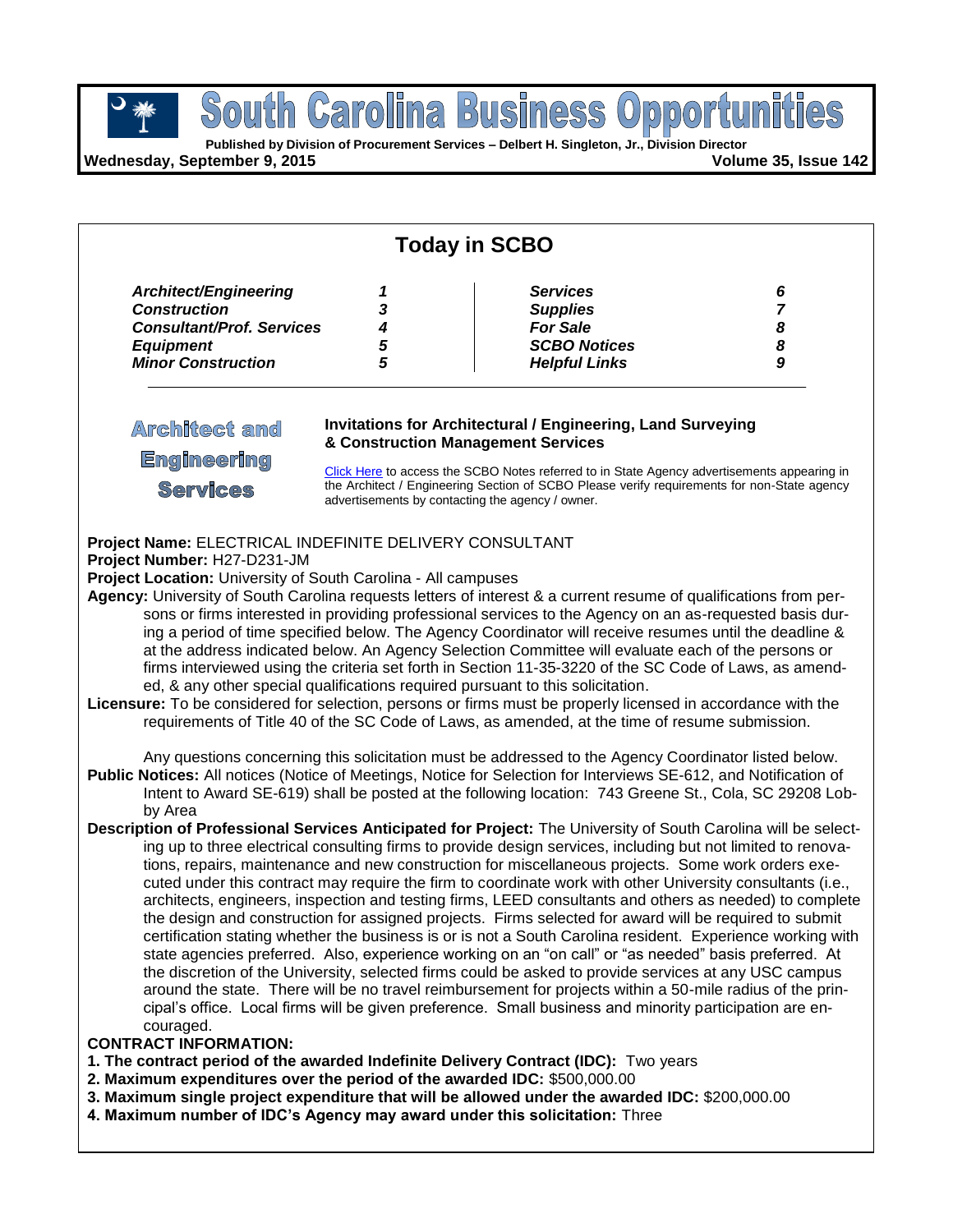# South Carolina Business Opportunities

**Published by Division of Procurement Services – Delbert H. Singleton, Jr., Division Director**

**Wednesday, September 9, 2015** **Volume 35, Issue 142**

## Today in SCBO

| | | | |
|---|---|---|---|
| ***Architect/Engineering*** | ***1*** | ***Services*** | ***6*** |
| ***Construction*** | ***3*** | ***Supplies*** | ***7*** |
| ***Consultant/Prof. Services*** | ***4*** | ***For Sale*** | ***8*** |
| ***Equipment*** | ***5*** | ***SCBO Notices*** | ***8*** |
| ***Minor Construction*** | ***5*** | ***Helpful Links*** | ***9*** |

## Architect and Engineering Services

**Invitations for Architectural / Engineering, Land Surveying & Construction Management Services**

Click Here to access the SCBO Notes referred to in State Agency advertisements appearing in the Architect / Engineering Section of SCBO Please verify requirements for non-State agency advertisements by contacting the agency / owner.

**Project Name:** ELECTRICAL INDEFINITE DELIVERY CONSULTANT
**Project Number:** H27-D231-JM
**Project Location:** University of South Carolina - All campuses

**Agency:** University of South Carolina requests letters of interest & a current resume of qualifications from persons or firms interested in providing professional services to the Agency on an as-requested basis during a period of time specified below. The Agency Coordinator will receive resumes until the deadline & at the address indicated below. An Agency Selection Committee will evaluate each of the persons or firms interviewed using the criteria set forth in Section 11-35-3220 of the SC Code of Laws, as amended, & any other special qualifications required pursuant to this solicitation.

**Licensure:** To be considered for selection, persons or firms must be properly licensed in accordance with the requirements of Title 40 of the SC Code of Laws, as amended, at the time of resume submission.

Any questions concerning this solicitation must be addressed to the Agency Coordinator listed below.

**Public Notices:** All notices (Notice of Meetings, Notice for Selection for Interviews SE-612, and Notification of Intent to Award SE-619) shall be posted at the following location: 743 Greene St., Cola, SC 29208 Lobby Area

**Description of Professional Services Anticipated for Project:** The University of South Carolina will be selecting up to three electrical consulting firms to provide design services, including but not limited to renovations, repairs, maintenance and new construction for miscellaneous projects. Some work orders executed under this contract may require the firm to coordinate work with other University consultants (i.e., architects, engineers, inspection and testing firms, LEED consultants and others as needed) to complete the design and construction for assigned projects. Firms selected for award will be required to submit certification stating whether the business is or is not a South Carolina resident. Experience working with state agencies preferred. Also, experience working on an "on call" or "as needed" basis preferred. At the discretion of the University, selected firms could be asked to provide services at any USC campus around the state. There will be no travel reimbursement for projects within a 50-mile radius of the principal's office. Local firms will be given preference. Small business and minority participation are encouraged.

**CONTRACT INFORMATION:**

**1. The contract period of the awarded Indefinite Delivery Contract (IDC):** Two years
**2. Maximum expenditures over the period of the awarded IDC:** $500,000.00
**3. Maximum single project expenditure that will be allowed under the awarded IDC:** $200,000.00
**4. Maximum number of IDC's Agency may award under this solicitation:** Three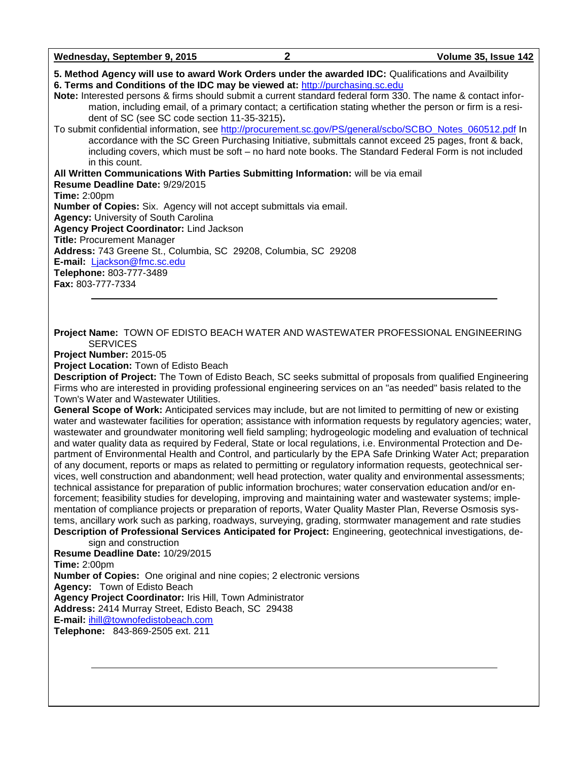**5. Method Agency will use to award Work Orders under the awarded IDC:** Qualifications and Availbility
**6. Terms and Conditions of the IDC may be viewed at:** http://purchasing.sc.edu

**Note:** Interested persons & firms should submit a current standard federal form 330. The name & contact information, including email, of a primary contact; a certification stating whether the person or firm is a resident of SC (see SC code section 11-35-3215).

To submit confidential information, see http://procurement.sc.gov/PS/general/scbo/SCBO_Notes_060512.pdf In accordance with the SC Green Purchasing Initiative, submittals cannot exceed 25 pages, front & back, including covers, which must be soft – no hard note books. The Standard Federal Form is not included in this count.

**All Written Communications With Parties Submitting Information:** will be via email
**Resume Deadline Date:** 9/29/2015
**Time:** 2:00pm
**Number of Copies:** Six. Agency will not accept submittals via email.
**Agency:** University of South Carolina
**Agency Project Coordinator:** Lind Jackson
**Title:** Procurement Manager
**Address:** 743 Greene St., Columbia, SC 29208, Columbia, SC 29208
**E-mail:** Ljackson@fmc.sc.edu
**Telephone:** 803-777-3489
**Fax:** 803-777-7334

---

**Project Name:** TOWN OF EDISTO BEACH WATER AND WASTEWATER PROFESSIONAL ENGINEERING SERVICES
**Project Number:** 2015-05
**Project Location:** Town of Edisto Beach
**Description of Project:** The Town of Edisto Beach, SC seeks submittal of proposals from qualified Engineering Firms who are interested in providing professional engineering services on an "as needed" basis related to the Town's Water and Wastewater Utilities.
**General Scope of Work:** Anticipated services may include, but are not limited to permitting of new or existing water and wastewater facilities for operation; assistance with information requests by regulatory agencies; water, wastewater and groundwater monitoring well field sampling; hydrogeologic modeling and evaluation of technical and water quality data as required by Federal, State or local regulations, i.e. Environmental Protection and Department of Environmental Health and Control, and particularly by the EPA Safe Drinking Water Act; preparation of any document, reports or maps as related to permitting or regulatory information requests, geotechnical services, well construction and abandonment; well head protection, water quality and environmental assessments; technical assistance for preparation of public information brochures; water conservation education and/or enforcement; feasibility studies for developing, improving and maintaining water and wastewater systems; implementation of compliance projects or preparation of reports, Water Quality Master Plan, Reverse Osmosis systems, ancillary work such as parking, roadways, surveying, grading, stormwater management and rate studies
**Description of Professional Services Anticipated for Project:** Engineering, geotechnical investigations, design and construction
**Resume Deadline Date:** 10/29/2015
**Time:** 2:00pm
**Number of Copies:** One original and nine copies; 2 electronic versions
**Agency:** Town of Edisto Beach
**Agency Project Coordinator:** Iris Hill, Town Administrator
**Address:** 2414 Murray Street, Edisto Beach, SC 29438
**E-mail:** ihill@townofedistobeach.com
**Telephone:** 843-869-2505 ext. 211

---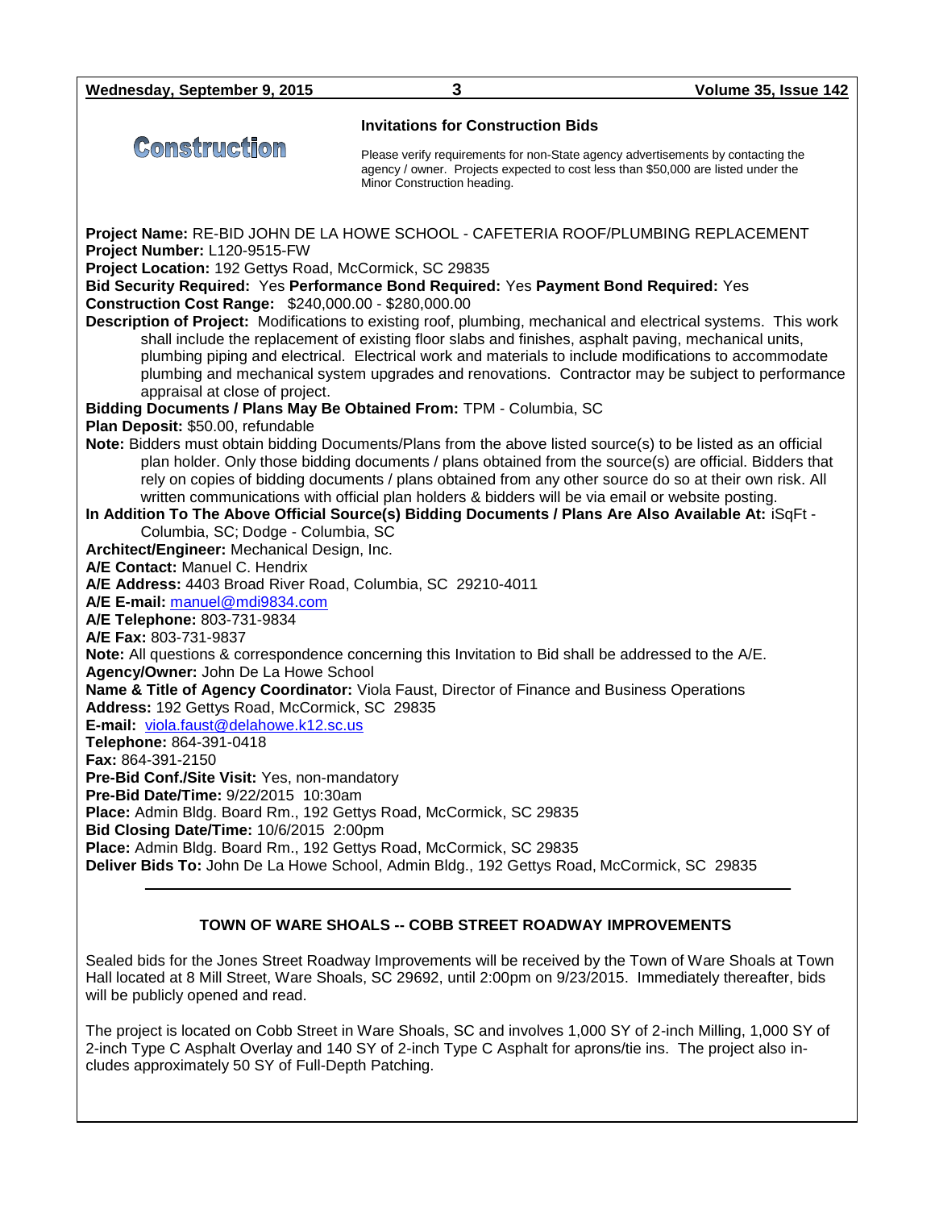# Construction

## Invitations for Construction Bids

Please verify requirements for non-State agency advertisements by contacting the agency / owner. Projects expected to cost less than $50,000 are listed under the Minor Construction heading.

**Project Name:** RE-BID JOHN DE LA HOWE SCHOOL - CAFETERIA ROOF/PLUMBING REPLACEMENT
**Project Number:** L120-9515-FW
**Project Location:** 192 Gettys Road, McCormick, SC 29835
**Bid Security Required:** Yes **Performance Bond Required:** Yes **Payment Bond Required:** Yes
**Construction Cost Range:** $240,000.00 - $280,000.00
**Description of Project:** Modifications to existing roof, plumbing, mechanical and electrical systems. This work shall include the replacement of existing floor slabs and finishes, asphalt paving, mechanical units, plumbing piping and electrical. Electrical work and materials to include modifications to accommodate plumbing and mechanical system upgrades and renovations. Contractor may be subject to performance appraisal at close of project.
**Bidding Documents / Plans May Be Obtained From:** TPM - Columbia, SC
**Plan Deposit:** $50.00, refundable
**Note:** Bidders must obtain bidding Documents/Plans from the above listed source(s) to be listed as an official plan holder. Only those bidding documents / plans obtained from the source(s) are official. Bidders that rely on copies of bidding documents / plans obtained from any other source do so at their own risk. All written communications with official plan holders & bidders will be via email or website posting.
**In Addition To The Above Official Source(s) Bidding Documents / Plans Are Also Available At:** iSqFt - Columbia, SC; Dodge - Columbia, SC
**Architect/Engineer:** Mechanical Design, Inc.
**A/E Contact:** Manuel C. Hendrix
**A/E Address:** 4403 Broad River Road, Columbia, SC 29210-4011
**A/E E-mail:** manuel@mdi9834.com
**A/E Telephone:** 803-731-9834
**A/E Fax:** 803-731-9837
**Note:** All questions & correspondence concerning this Invitation to Bid shall be addressed to the A/E.
**Agency/Owner:** John De La Howe School
**Name & Title of Agency Coordinator:** Viola Faust, Director of Finance and Business Operations
**Address:** 192 Gettys Road, McCormick, SC 29835
**E-mail:** viola.faust@delahowe.k12.sc.us
**Telephone:** 864-391-0418
**Fax:** 864-391-2150
**Pre-Bid Conf./Site Visit:** Yes, non-mandatory
**Pre-Bid Date/Time:** 9/22/2015 10:30am
**Place:** Admin Bldg. Board Rm., 192 Gettys Road, McCormick, SC 29835
**Bid Closing Date/Time:** 10/6/2015 2:00pm
**Place:** Admin Bldg. Board Rm., 192 Gettys Road, McCormick, SC 29835
**Deliver Bids To:** John De La Howe School, Admin Bldg., 192 Gettys Road, McCormick, SC 29835

---

### TOWN OF WARE SHOALS -- COBB STREET ROADWAY IMPROVEMENTS

Sealed bids for the Jones Street Roadway Improvements will be received by the Town of Ware Shoals at Town Hall located at 8 Mill Street, Ware Shoals, SC 29692, until 2:00pm on 9/23/2015. Immediately thereafter, bids will be publicly opened and read.

The project is located on Cobb Street in Ware Shoals, SC and involves 1,000 SY of 2-inch Milling, 1,000 SY of 2-inch Type C Asphalt Overlay and 140 SY of 2-inch Type C Asphalt for aprons/tie ins. The project also includes approximately 50 SY of Full-Depth Patching.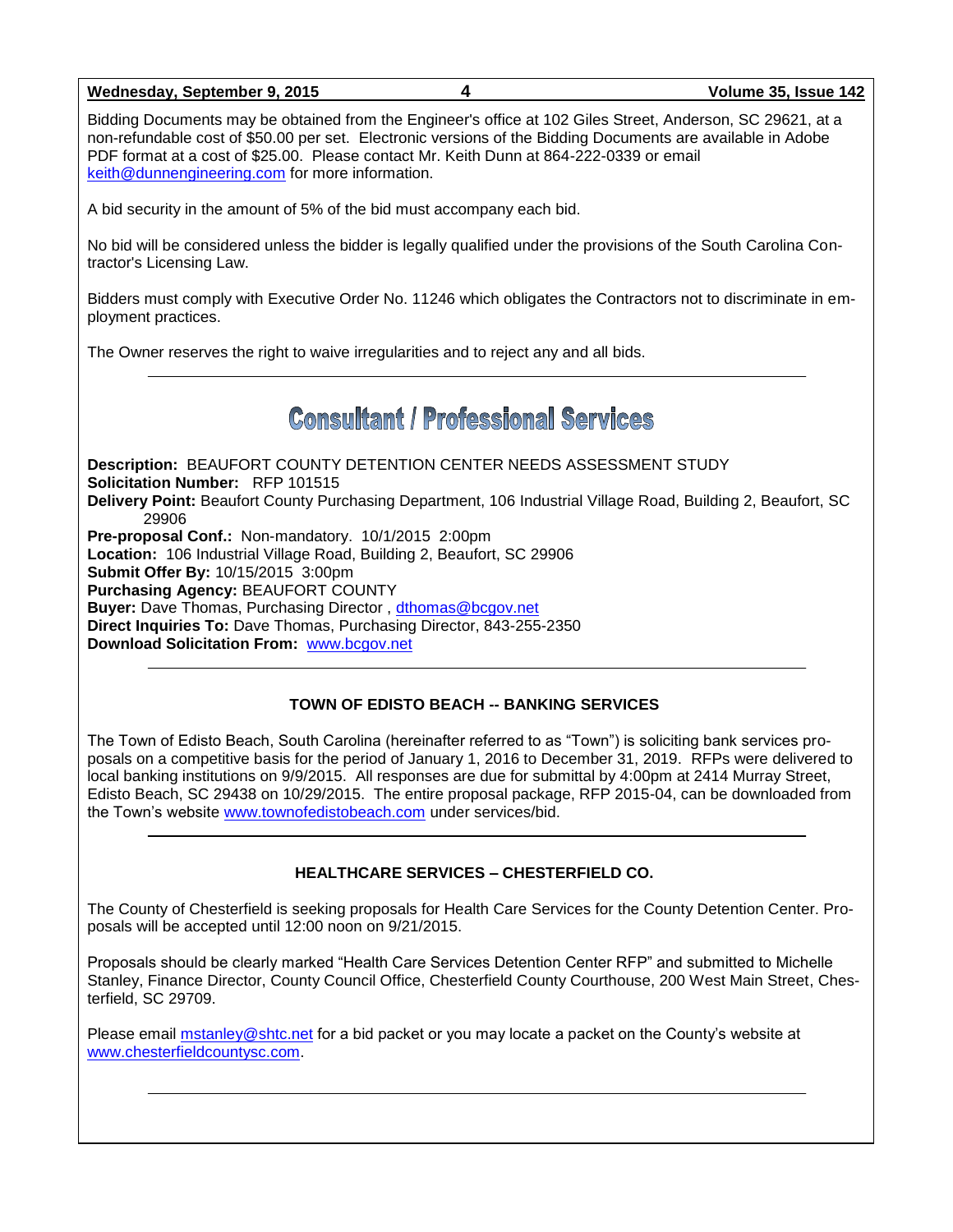Bidding Documents may be obtained from the Engineer's office at 102 Giles Street, Anderson, SC 29621, at a non-refundable cost of $50.00 per set. Electronic versions of the Bidding Documents are available in Adobe PDF format at a cost of $25.00. Please contact Mr. Keith Dunn at 864-222-0339 or email keith@dunnengineering.com for more information.

A bid security in the amount of 5% of the bid must accompany each bid.

No bid will be considered unless the bidder is legally qualified under the provisions of the South Carolina Contractor's Licensing Law.

Bidders must comply with Executive Order No. 11246 which obligates the Contractors not to discriminate in employment practices.

The Owner reserves the right to waive irregularities and to reject any and all bids.

---

# Consultant / Professional Services

**Description:** BEAUFORT COUNTY DETENTION CENTER NEEDS ASSESSMENT STUDY
**Solicitation Number:** RFP 101515
**Delivery Point:** Beaufort County Purchasing Department, 106 Industrial Village Road, Building 2, Beaufort, SC 29906
**Pre-proposal Conf.:** Non-mandatory. 10/1/2015 2:00pm
**Location:** 106 Industrial Village Road, Building 2, Beaufort, SC 29906
**Submit Offer By:** 10/15/2015 3:00pm
**Purchasing Agency:** BEAUFORT COUNTY
**Buyer:** Dave Thomas, Purchasing Director , dthomas@bcgov.net
**Direct Inquiries To:** Dave Thomas, Purchasing Director, 843-255-2350
**Download Solicitation From:** www.bcgov.net

---

### TOWN OF EDISTO BEACH -- BANKING SERVICES

The Town of Edisto Beach, South Carolina (hereinafter referred to as "Town") is soliciting bank services proposals on a competitive basis for the period of January 1, 2016 to December 31, 2019. RFPs were delivered to local banking institutions on 9/9/2015. All responses are due for submittal by 4:00pm at 2414 Murray Street, Edisto Beach, SC 29438 on 10/29/2015. The entire proposal package, RFP 2015-04, can be downloaded from the Town's website www.townofedistobeach.com under services/bid.

---

### HEALTHCARE SERVICES – CHESTERFIELD CO.

The County of Chesterfield is seeking proposals for Health Care Services for the County Detention Center. Proposals will be accepted until 12:00 noon on 9/21/2015.

Proposals should be clearly marked "Health Care Services Detention Center RFP" and submitted to Michelle Stanley, Finance Director, County Council Office, Chesterfield County Courthouse, 200 West Main Street, Chesterfield, SC 29709.

Please email mstanley@shtc.net for a bid packet or you may locate a packet on the County's website at www.chesterfieldcountysc.com.

---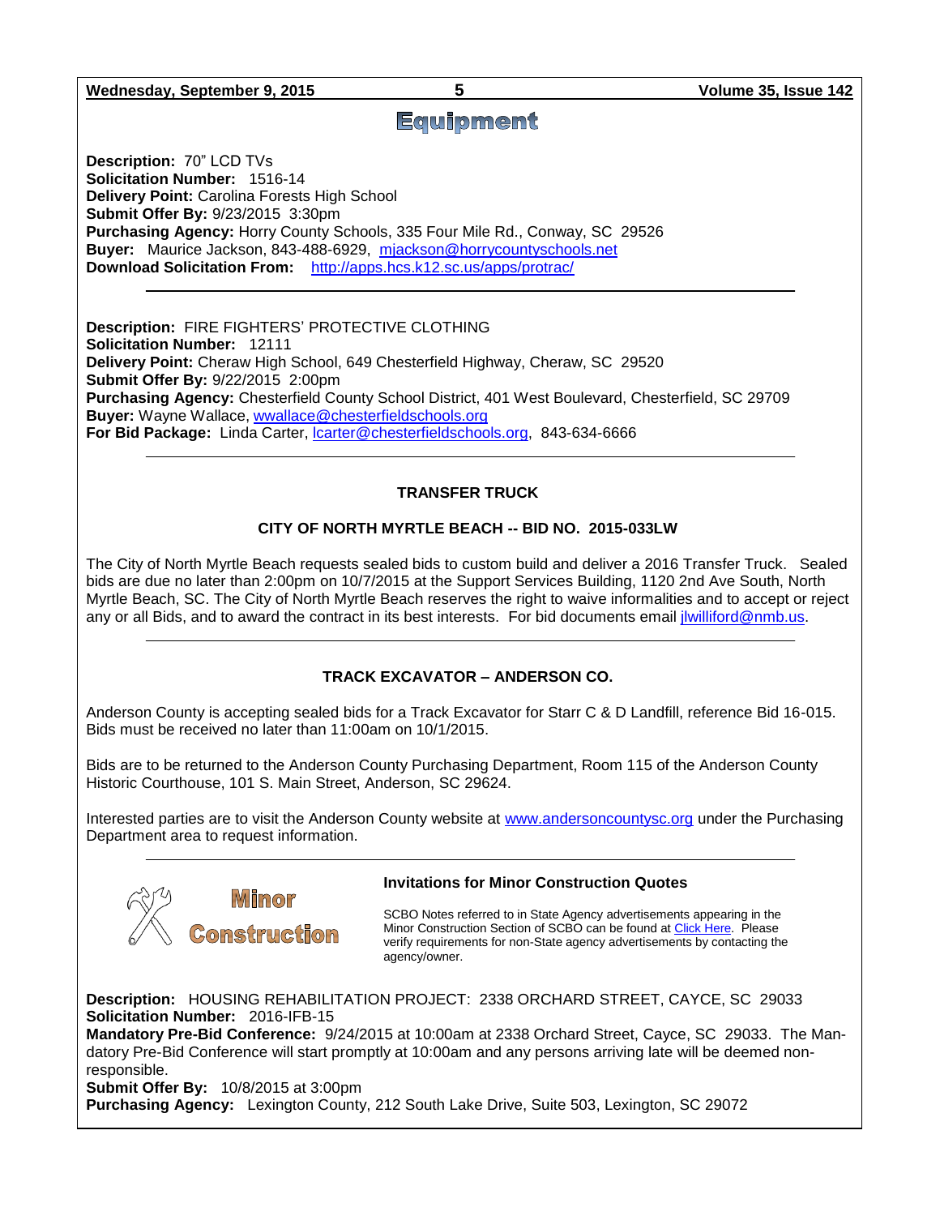# Equipment

**Description:** 70" LCD TVs
**Solicitation Number:** 1516-14
**Delivery Point:** Carolina Forests High School
**Submit Offer By:** 9/23/2015 3:30pm
**Purchasing Agency:** Horry County Schools, 335 Four Mile Rd., Conway, SC 29526
**Buyer:** Maurice Jackson, 843-488-6929, mjackson@horrycountyschools.net
**Download Solicitation From:** http://apps.hcs.k12.sc.us/apps/protrac/

---

**Description:** FIRE FIGHTERS' PROTECTIVE CLOTHING
**Solicitation Number:** 12111
**Delivery Point:** Cheraw High School, 649 Chesterfield Highway, Cheraw, SC 29520
**Submit Offer By:** 9/22/2015 2:00pm
**Purchasing Agency:** Chesterfield County School District, 401 West Boulevard, Chesterfield, SC 29709
**Buyer:** Wayne Wallace, wwallace@chesterfieldschools.org
**For Bid Package:** Linda Carter, lcarter@chesterfieldschools.org, 843-634-6666

---

**TRANSFER TRUCK**

**CITY OF NORTH MYRTLE BEACH -- BID NO. 2015-033LW**

The City of North Myrtle Beach requests sealed bids to custom build and deliver a 2016 Transfer Truck. Sealed bids are due no later than 2:00pm on 10/7/2015 at the Support Services Building, 1120 2nd Ave South, North Myrtle Beach, SC. The City of North Myrtle Beach reserves the right to waive informalities and to accept or reject any or all Bids, and to award the contract in its best interests. For bid documents email jlwilliford@nmb.us.

---

**TRACK EXCAVATOR – ANDERSON CO.**

Anderson County is accepting sealed bids for a Track Excavator for Starr C & D Landfill, reference Bid 16-015. Bids must be received no later than 11:00am on 10/1/2015.

Bids are to be returned to the Anderson County Purchasing Department, Room 115 of the Anderson County Historic Courthouse, 101 S. Main Street, Anderson, SC 29624.

Interested parties are to visit the Anderson County website at www.andersoncountysc.org under the Purchasing Department area to request information.

---

# Minor Construction

**Invitations for Minor Construction Quotes**

SCBO Notes referred to in State Agency advertisements appearing in the Minor Construction Section of SCBO can be found at Click Here. Please verify requirements for non-State agency advertisements by contacting the agency/owner.

**Description:** HOUSING REHABILITATION PROJECT: 2338 ORCHARD STREET, CAYCE, SC 29033
**Solicitation Number:** 2016-IFB-15
**Mandatory Pre-Bid Conference:** 9/24/2015 at 10:00am at 2338 Orchard Street, Cayce, SC 29033. The Mandatory Pre-Bid Conference will start promptly at 10:00am and any persons arriving late will be deemed non-responsible.
**Submit Offer By:** 10/8/2015 at 3:00pm
**Purchasing Agency:** Lexington County, 212 South Lake Drive, Suite 503, Lexington, SC 29072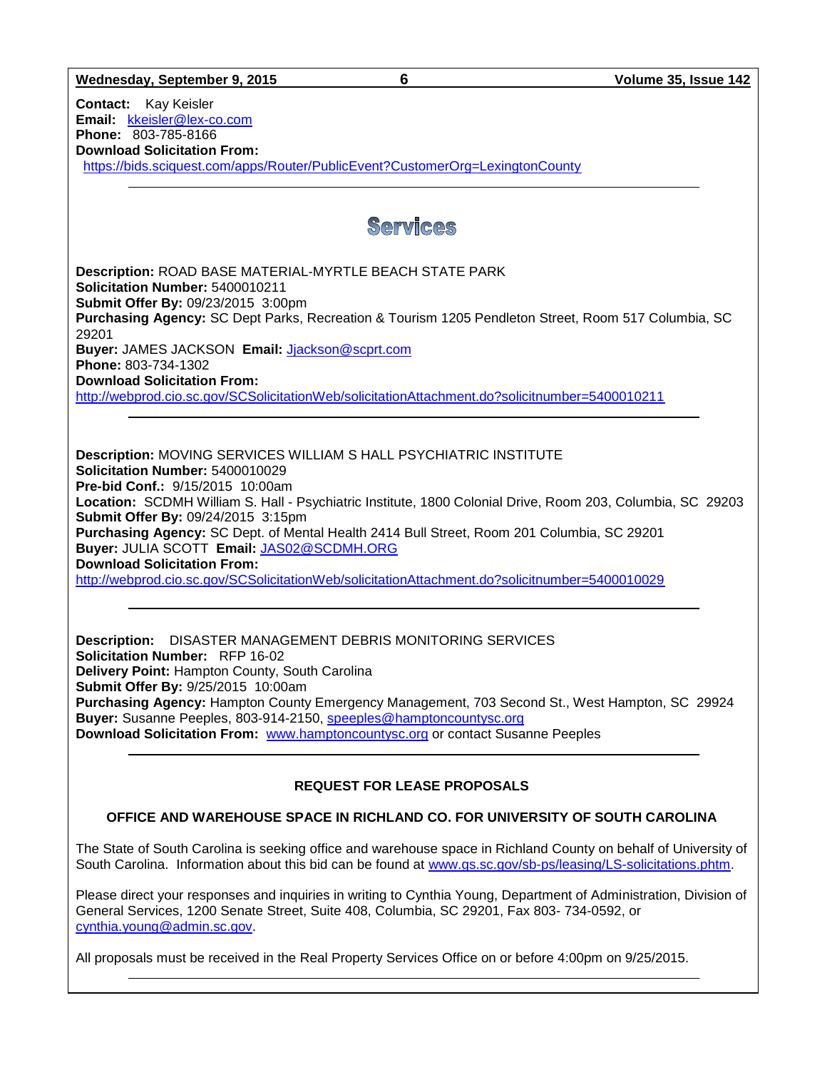**Contact:** Kay Keisler
**Email:** kkeisler@lex-co.com
**Phone:** 803-785-8166
**Download Solicitation From:**
https://bids.sciquest.com/apps/Router/PublicEvent?CustomerOrg=LexingtonCounty

---

# Services

**Description:** ROAD BASE MATERIAL-MYRTLE BEACH STATE PARK
**Solicitation Number:** 5400010211
**Submit Offer By:** 09/23/2015 3:00pm
**Purchasing Agency:** SC Dept Parks, Recreation & Tourism 1205 Pendleton Street, Room 517 Columbia, SC 29201
**Buyer:** JAMES JACKSON **Email:** Jjackson@scprt.com
**Phone:** 803-734-1302
**Download Solicitation From:**
http://webprod.cio.sc.gov/SCSolicitationWeb/solicitationAttachment.do?solicitnumber=5400010211

---

**Description:** MOVING SERVICES WILLIAM S HALL PSYCHIATRIC INSTITUTE
**Solicitation Number:** 5400010029
**Pre-bid Conf.:** 9/15/2015 10:00am
**Location:** SCDMH William S. Hall - Psychiatric Institute, 1800 Colonial Drive, Room 203, Columbia, SC 29203
**Submit Offer By:** 09/24/2015 3:15pm
**Purchasing Agency:** SC Dept. of Mental Health 2414 Bull Street, Room 201 Columbia, SC 29201
**Buyer:** JULIA SCOTT **Email:** JAS02@SCDMH.ORG
**Download Solicitation From:**
http://webprod.cio.sc.gov/SCSolicitationWeb/solicitationAttachment.do?solicitnumber=5400010029

---

**Description:** DISASTER MANAGEMENT DEBRIS MONITORING SERVICES
**Solicitation Number:** RFP 16-02
**Delivery Point:** Hampton County, South Carolina
**Submit Offer By:** 9/25/2015 10:00am
**Purchasing Agency:** Hampton County Emergency Management, 703 Second St., West Hampton, SC 29924
**Buyer:** Susanne Peeples, 803-914-2150, speeples@hamptoncountysc.org
**Download Solicitation From:** www.hamptoncountysc.org or contact Susanne Peeples

---

**REQUEST FOR LEASE PROPOSALS**

**OFFICE AND WAREHOUSE SPACE IN RICHLAND CO. FOR UNIVERSITY OF SOUTH CAROLINA**

The State of South Carolina is seeking office and warehouse space in Richland County on behalf of University of South Carolina. Information about this bid can be found at www.gs.sc.gov/sb-ps/leasing/LS-solicitations.phtm.

Please direct your responses and inquiries in writing to Cynthia Young, Department of Administration, Division of General Services, 1200 Senate Street, Suite 408, Columbia, SC 29201, Fax 803- 734-0592, or cynthia.young@admin.sc.gov.

All proposals must be received in the Real Property Services Office on or before 4:00pm on 9/25/2015.

---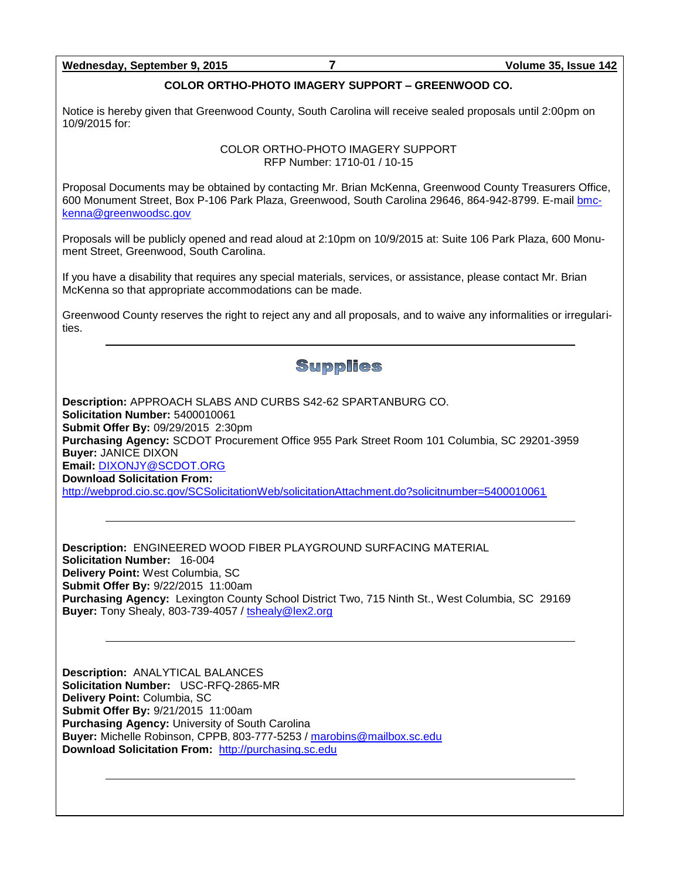## COLOR ORTHO-PHOTO IMAGERY SUPPORT – GREENWOOD CO.

Notice is hereby given that Greenwood County, South Carolina will receive sealed proposals until 2:00pm on 10/9/2015 for:

COLOR ORTHO-PHOTO IMAGERY SUPPORT
RFP Number: 1710-01 / 10-15

Proposal Documents may be obtained by contacting Mr. Brian McKenna, Greenwood County Treasurers Office, 600 Monument Street, Box P-106 Park Plaza, Greenwood, South Carolina 29646, 864-942-8799. E-mail bmc-kenna@greenwoodsc.gov

Proposals will be publicly opened and read aloud at 2:10pm on 10/9/2015 at: Suite 106 Park Plaza, 600 Monument Street, Greenwood, South Carolina.

If you have a disability that requires any special materials, services, or assistance, please contact Mr. Brian McKenna so that appropriate accommodations can be made.

Greenwood County reserves the right to reject any and all proposals, and to waive any informalities or irregularities.

---

# Supplies

**Description:** APPROACH SLABS AND CURBS S42-62 SPARTANBURG CO.
**Solicitation Number:** 5400010061
**Submit Offer By:** 09/29/2015 2:30pm
**Purchasing Agency:** SCDOT Procurement Office 955 Park Street Room 101 Columbia, SC 29201-3959
**Buyer:** JANICE DIXON
**Email:** DIXONJY@SCDOT.ORG
**Download Solicitation From:**
http://webprod.cio.sc.gov/SCSolicitationWeb/solicitationAttachment.do?solicitnumber=5400010061

---

**Description:** ENGINEERED WOOD FIBER PLAYGROUND SURFACING MATERIAL
**Solicitation Number:** 16-004
**Delivery Point:** West Columbia, SC
**Submit Offer By:** 9/22/2015 11:00am
**Purchasing Agency:** Lexington County School District Two, 715 Ninth St., West Columbia, SC 29169
**Buyer:** Tony Shealy, 803-739-4057 / tshealy@lex2.org

---

**Description:** ANALYTICAL BALANCES
**Solicitation Number:** USC-RFQ-2865-MR
**Delivery Point:** Columbia, SC
**Submit Offer By:** 9/21/2015 11:00am
**Purchasing Agency:** University of South Carolina
**Buyer:** Michelle Robinson, CPPB, 803-777-5253 / marobins@mailbox.sc.edu
**Download Solicitation From:** http://purchasing.sc.edu

---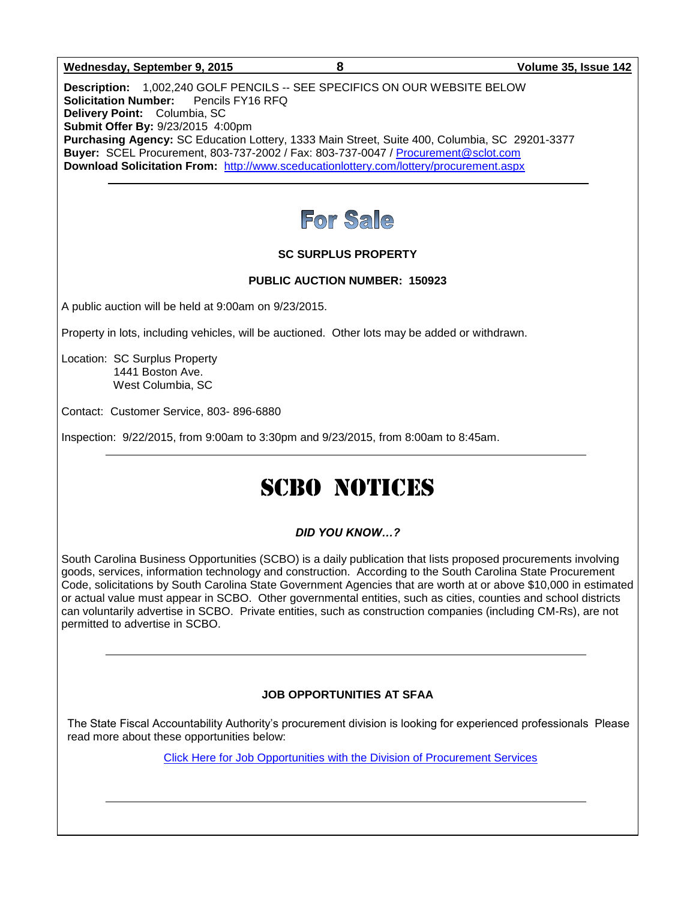**Description:** 1,002,240 GOLF PENCILS -- SEE SPECIFICS ON OUR WEBSITE BELOW
**Solicitation Number:** Pencils FY16 RFQ
**Delivery Point:** Columbia, SC
**Submit Offer By:** 9/23/2015 4:00pm
**Purchasing Agency:** SC Education Lottery, 1333 Main Street, Suite 400, Columbia, SC 29201-3377
**Buyer:** SCEL Procurement, 803-737-2002 / Fax: 803-737-0047 / Procurement@sclot.com
**Download Solicitation From:** http://www.sceducationlottery.com/lottery/procurement.aspx

---

# For Sale

**SC SURPLUS PROPERTY**

**PUBLIC AUCTION NUMBER: 150923**

A public auction will be held at 9:00am on 9/23/2015.

Property in lots, including vehicles, will be auctioned. Other lots may be added or withdrawn.

Location: SC Surplus Property
1441 Boston Ave.
West Columbia, SC

Contact: Customer Service, 803- 896-6880

Inspection: 9/22/2015, from 9:00am to 3:30pm and 9/23/2015, from 8:00am to 8:45am.

---

# SCBO NOTICES

***DID YOU KNOW…?***

South Carolina Business Opportunities (SCBO) is a daily publication that lists proposed procurements involving goods, services, information technology and construction. According to the South Carolina State Procurement Code, solicitations by South Carolina State Government Agencies that are worth at or above $10,000 in estimated or actual value must appear in SCBO. Other governmental entities, such as cities, counties and school districts can voluntarily advertise in SCBO. Private entities, such as construction companies (including CM-Rs), are not permitted to advertise in SCBO.

---

**JOB OPPORTUNITIES AT SFAA**

The State Fiscal Accountability Authority's procurement division is looking for experienced professionals Please read more about these opportunities below:

Click Here for Job Opportunities with the Division of Procurement Services

---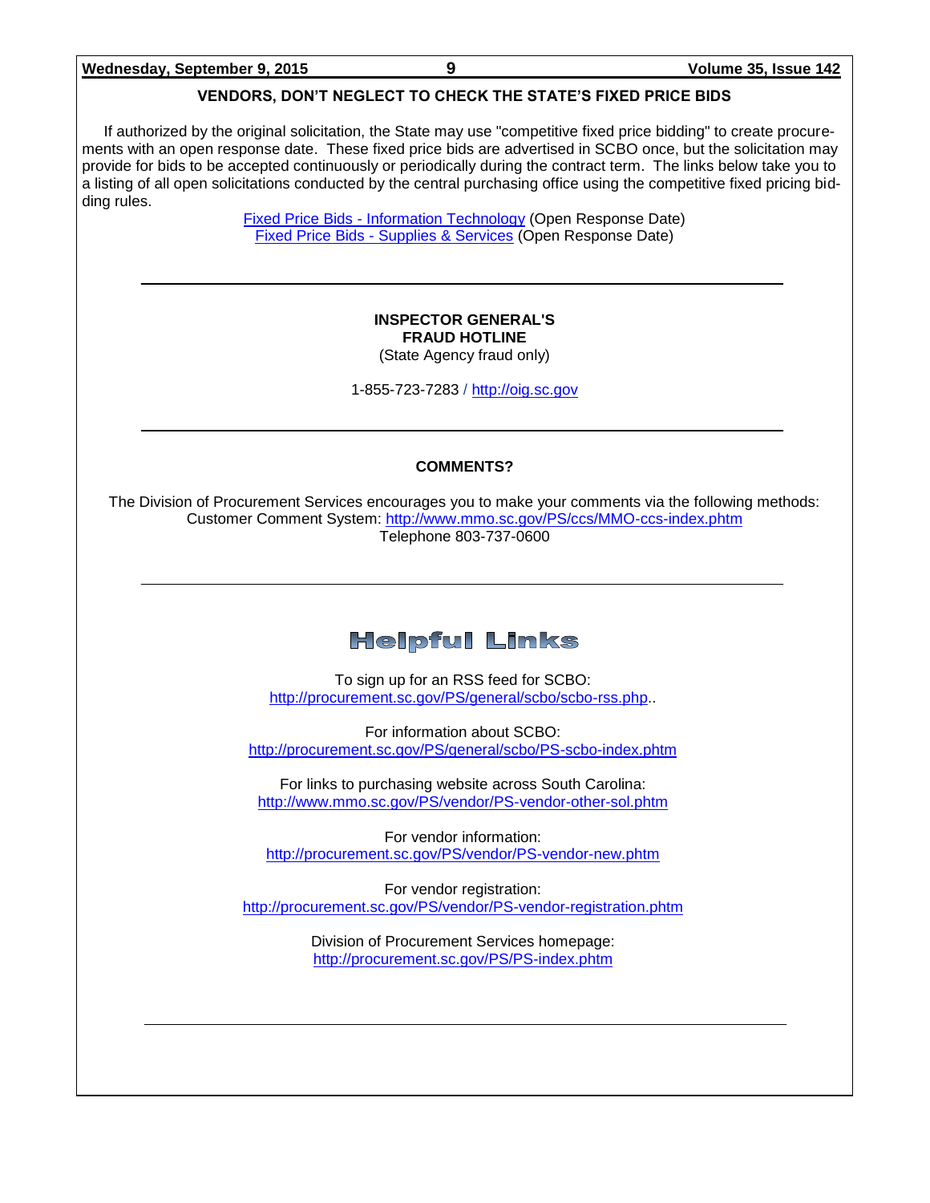## VENDORS, DON'T NEGLECT TO CHECK THE STATE'S FIXED PRICE BIDS

If authorized by the original solicitation, the State may use "competitive fixed price bidding" to create procurements with an open response date. These fixed price bids are advertised in SCBO once, but the solicitation may provide for bids to be accepted continuously or periodically during the contract term. The links below take you to a listing of all open solicitations conducted by the central purchasing office using the competitive fixed pricing bidding rules.

Fixed Price Bids - Information Technology (Open Response Date)
Fixed Price Bids - Supplies & Services (Open Response Date)

---

**INSPECTOR GENERAL'S**
**FRAUD HOTLINE**
(State Agency fraud only)

1-855-723-7283 / http://oig.sc.gov

---

**COMMENTS?**

The Division of Procurement Services encourages you to make your comments via the following methods:
Customer Comment System: http://www.mmo.sc.gov/PS/ccs/MMO-ccs-index.phtm
Telephone 803-737-0600

---

## Helpful Links

To sign up for an RSS feed for SCBO:
http://procurement.sc.gov/PS/general/scbo/scbo-rss.php..

For information about SCBO:
http://procurement.sc.gov/PS/general/scbo/PS-scbo-index.phtm

For links to purchasing website across South Carolina:
http://www.mmo.sc.gov/PS/vendor/PS-vendor-other-sol.phtm

For vendor information:
http://procurement.sc.gov/PS/vendor/PS-vendor-new.phtm

For vendor registration:
http://procurement.sc.gov/PS/vendor/PS-vendor-registration.phtm

Division of Procurement Services homepage:
http://procurement.sc.gov/PS/PS-index.phtm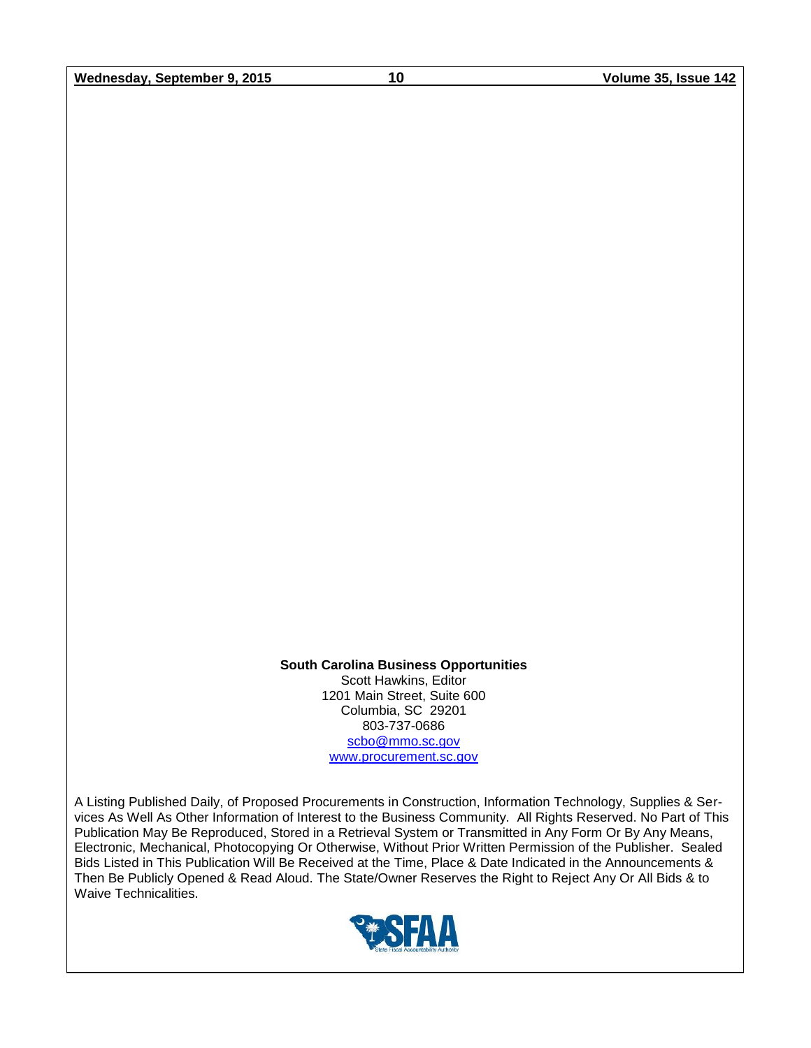**South Carolina Business Opportunities**

Scott Hawkins, Editor
1201 Main Street, Suite 600
Columbia, SC 29201
803-737-0686
scbo@mmo.sc.gov
www.procurement.sc.gov

A Listing Published Daily, of Proposed Procurements in Construction, Information Technology, Supplies & Services As Well As Other Information of Interest to the Business Community. All Rights Reserved. No Part of This Publication May Be Reproduced, Stored in a Retrieval System or Transmitted in Any Form Or By Any Means, Electronic, Mechanical, Photocopying Or Otherwise, Without Prior Written Permission of the Publisher. Sealed Bids Listed in This Publication Will Be Received at the Time, Place & Date Indicated in the Announcements & Then Be Publicly Opened & Read Aloud. The State/Owner Reserves the Right to Reject Any Or All Bids & to Waive Technicalities.

SFAA
State Fiscal Accountability Authority